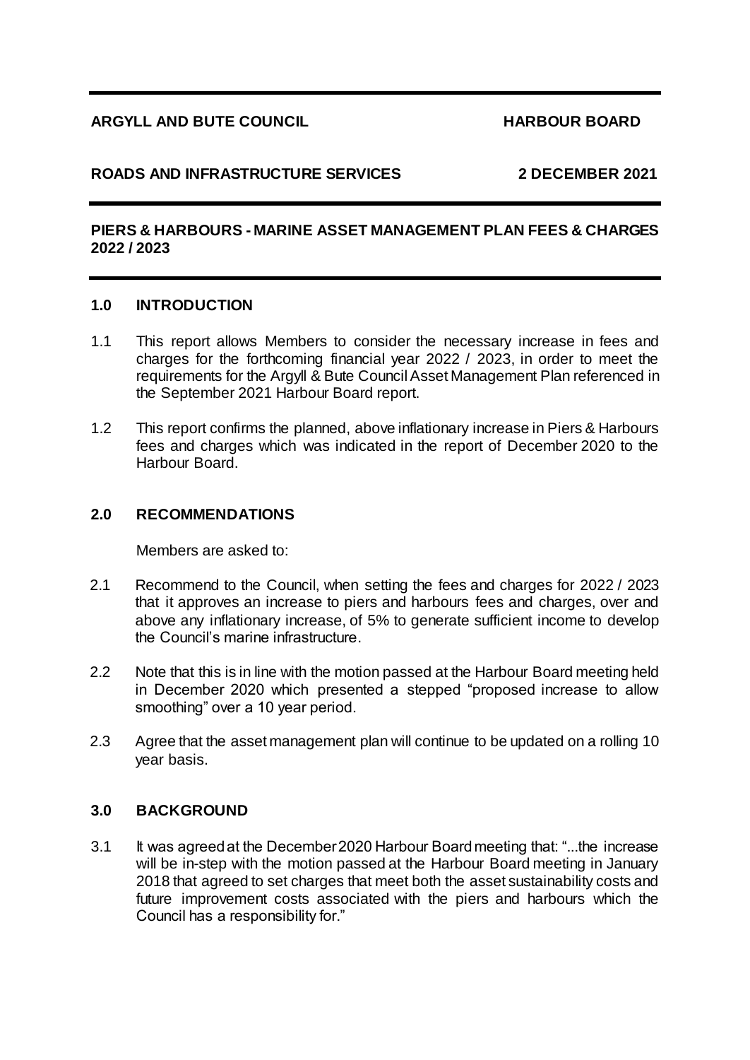**ARGYLL AND BUTE COUNCIL** **HARBOUR BOARD**

**ROADS AND INFRASTRUCTURE SERVICES** **2 DECEMBER 2021**

# PIERS & HARBOURS - MARINE ASSET MANAGEMENT PLAN FEES & CHARGES 2022 / 2023

## 1.0 INTRODUCTION

1.1 This report allows Members to consider the necessary increase in fees and charges for the forthcoming financial year 2022 / 2023, in order to meet the requirements for the Argyll & Bute Council Asset Management Plan referenced in the September 2021 Harbour Board report.

1.2 This report confirms the planned, above inflationary increase in Piers & Harbours fees and charges which was indicated in the report of December 2020 to the Harbour Board.

## 2.0 RECOMMENDATIONS

Members are asked to:

2.1 Recommend to the Council, when setting the fees and charges for 2022 / 2023 that it approves an increase to piers and harbours fees and charges, over and above any inflationary increase, of 5% to generate sufficient income to develop the Council's marine infrastructure.

2.2 Note that this is in line with the motion passed at the Harbour Board meeting held in December 2020 which presented a stepped "proposed increase to allow smoothing" over a 10 year period.

2.3 Agree that the asset management plan will continue to be updated on a rolling 10 year basis.

## 3.0 BACKGROUND

3.1 It was agreed at the December 2020 Harbour Board meeting that: "...the increase will be in-step with the motion passed at the Harbour Board meeting in January 2018 that agreed to set charges that meet both the asset sustainability costs and future improvement costs associated with the piers and harbours which the Council has a responsibility for."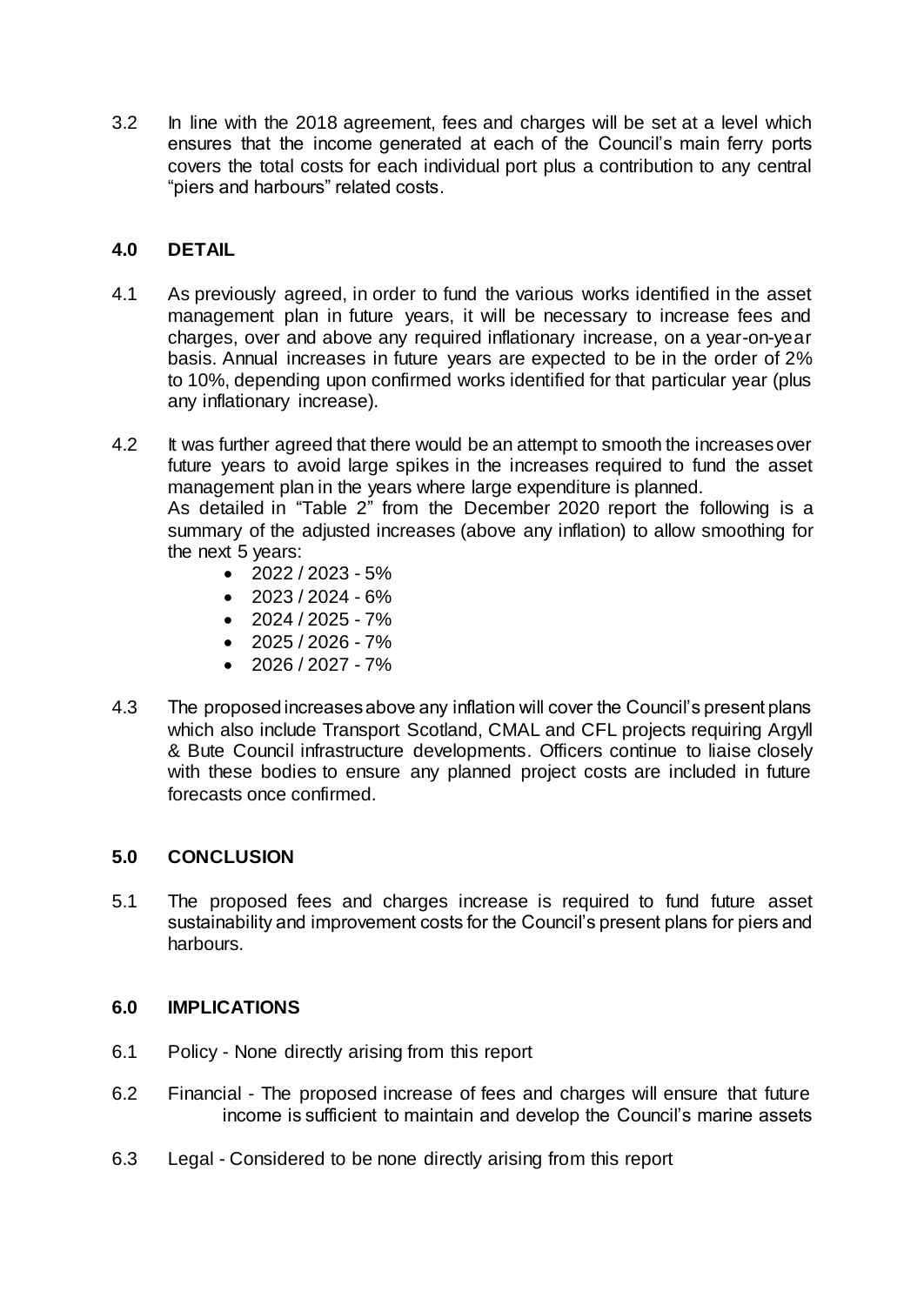3.2 In line with the 2018 agreement, fees and charges will be set at a level which ensures that the income generated at each of the Council's main ferry ports covers the total costs for each individual port plus a contribution to any central "piers and harbours" related costs.

## 4.0 DETAIL

4.1 As previously agreed, in order to fund the various works identified in the asset management plan in future years, it will be necessary to increase fees and charges, over and above any required inflationary increase, on a year-on-year basis. Annual increases in future years are expected to be in the order of 2% to 10%, depending upon confirmed works identified for that particular year (plus any inflationary increase).

4.2 It was further agreed that there would be an attempt to smooth the increases over future years to avoid large spikes in the increases required to fund the asset management plan in the years where large expenditure is planned.
As detailed in "Table 2" from the December 2020 report the following is a summary of the adjusted increases (above any inflation) to allow smoothing for the next 5 years:

- 2022 / 2023 - 5%
- 2023 / 2024 - 6%
- 2024 / 2025 - 7%
- 2025 / 2026 - 7%
- 2026 / 2027 - 7%

4.3 The proposed increases above any inflation will cover the Council's present plans which also include Transport Scotland, CMAL and CFL projects requiring Argyll & Bute Council infrastructure developments. Officers continue to liaise closely with these bodies to ensure any planned project costs are included in future forecasts once confirmed.

## 5.0 CONCLUSION

5.1 The proposed fees and charges increase is required to fund future asset sustainability and improvement costs for the Council's present plans for piers and harbours.

## 6.0 IMPLICATIONS

6.1 Policy - None directly arising from this report

6.2 Financial - The proposed increase of fees and charges will ensure that future income is sufficient to maintain and develop the Council's marine assets

6.3 Legal - Considered to be none directly arising from this report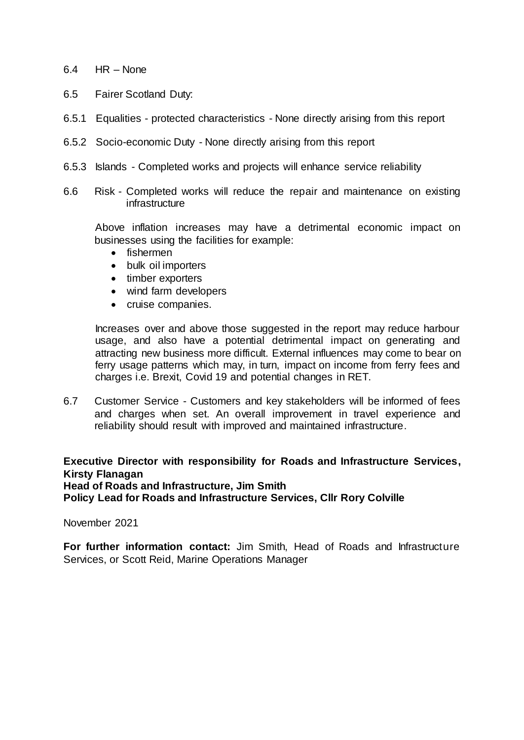6.4 HR – None

6.5 Fairer Scotland Duty:

6.5.1 Equalities - protected characteristics - None directly arising from this report

6.5.2 Socio-economic Duty - None directly arising from this report

6.5.3 Islands - Completed works and projects will enhance service reliability

6.6 Risk - Completed works will reduce the repair and maintenance on existing infrastructure

Above inflation increases may have a detrimental economic impact on businesses using the facilities for example:

- fishermen
- bulk oil importers
- timber exporters
- wind farm developers
- cruise companies.

Increases over and above those suggested in the report may reduce harbour usage, and also have a potential detrimental impact on generating and attracting new business more difficult. External influences may come to bear on ferry usage patterns which may, in turn, impact on income from ferry fees and charges i.e. Brexit, Covid 19 and potential changes in RET.

6.7 Customer Service - Customers and key stakeholders will be informed of fees and charges when set. An overall improvement in travel experience and reliability should result with improved and maintained infrastructure.

**Executive Director with responsibility for Roads and Infrastructure Services, Kirsty Flanagan**
**Head of Roads and Infrastructure, Jim Smith**
**Policy Lead for Roads and Infrastructure Services, Cllr Rory Colville**

November 2021

**For further information contact:** Jim Smith, Head of Roads and Infrastructure Services, or Scott Reid, Marine Operations Manager